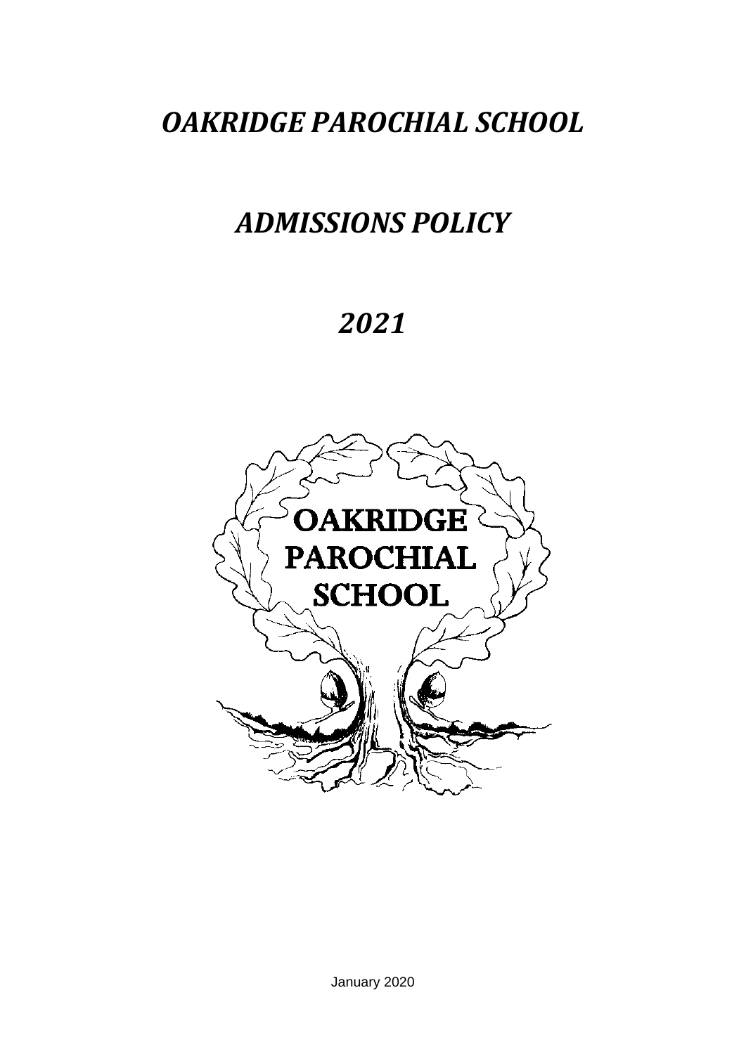# *OAKRIDGE PAROCHIAL SCHOOL*

# *ADMISSIONS POLICY*

# *2021*

January 2020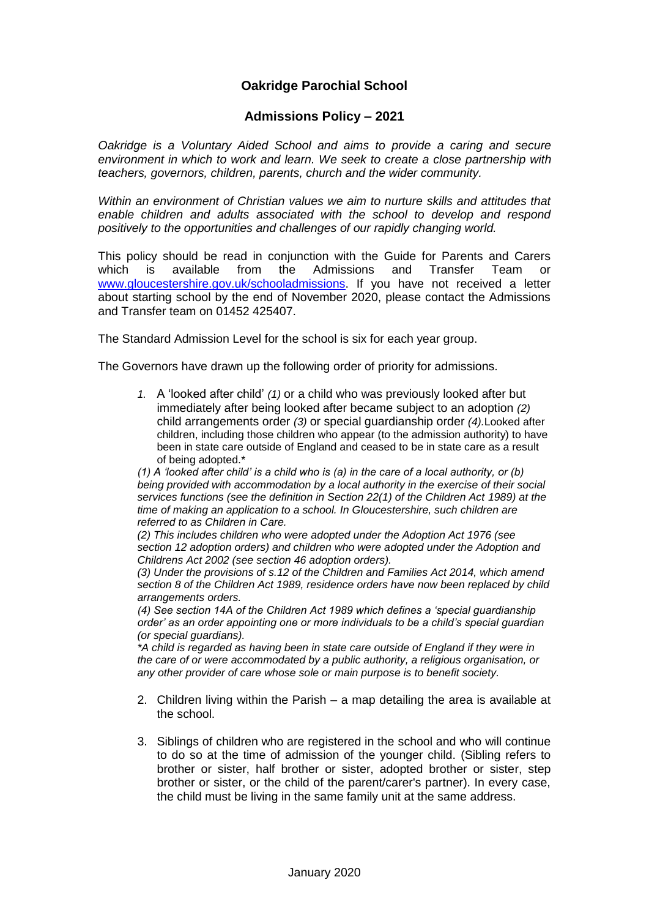# Oakridge Parochial School

## Admissions Policy – 2021

*Oakridge is a Voluntary Aided School and aims to provide a caring and secure environment in which to work and learn. We seek to create a close partnership with teachers, governors, children, parents, church and the wider community.*

*Within an environment of Christian values we aim to nurture skills and attitudes that enable children and adults associated with the school to develop and respond positively to the opportunities and challenges of our rapidly changing world.*

This policy should be read in conjunction with the Guide for Parents and Carers which is available from the Admissions and Transfer Team or [www.gloucestershire.gov.uk/schooladmissions](http://www.gloucestershire.gov.uk/schooladmissions). If you have not received a letter about starting school by the end of November 2020, please contact the Admissions and Transfer team on 01452 425407.

The Standard Admission Level for the school is six for each year group.

The Governors have drawn up the following order of priority for admissions.

1. A 'looked after child' *(1)* or a child who was previously looked after but immediately after being looked after became subject to an adoption *(2)* child arrangements order *(3)* or special guardianship order *(4).* Looked after children, including those children who appear (to the admission authority) to have been in state care outside of England and ceased to be in state care as a result of being adopted.*

   *(1) A 'looked after child' is a child who is (a) in the care of a local authority, or (b) being provided with accommodation by a local authority in the exercise of their social services functions (see the definition in Section 22(1) of the Children Act 1989) at the time of making an application to a school. In Gloucestershire, such children are referred to as Children in Care.*

   *(2) This includes children who were adopted under the Adoption Act 1976 (see section 12 adoption orders) and children who were adopted under the Adoption and Childrens Act 2002 (see section 46 adoption orders).*

   *(3) Under the provisions of s.12 of the Children and Families Act 2014, which amend section 8 of the Children Act 1989, residence orders have now been replaced by child arrangements orders.*

   *(4) See section 14A of the Children Act 1989 which defines a 'special guardianship order' as an order appointing one or more individuals to be a child's special guardian (or special guardians).*

   *\*A child is regarded as having been in state care outside of England if they were in the care of or were accommodated by a public authority, a religious organisation, or any other provider of care whose sole or main purpose is to benefit society.*

2. Children living within the Parish – a map detailing the area is available at the school.

3. Siblings of children who are registered in the school and who will continue to do so at the time of admission of the younger child. (Sibling refers to brother or sister, half brother or sister, adopted brother or sister, step brother or sister, or the child of the parent/carer's partner). In every case, the child must be living in the same family unit at the same address.

January 2020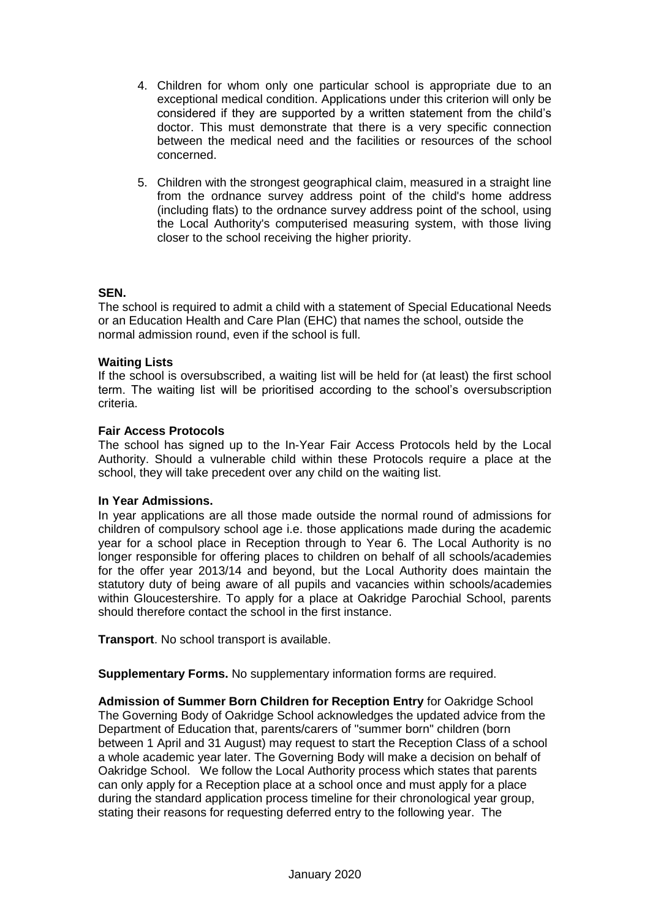4. Children for whom only one particular school is appropriate due to an exceptional medical condition. Applications under this criterion will only be considered if they are supported by a written statement from the child's doctor. This must demonstrate that there is a very specific connection between the medical need and the facilities or resources of the school concerned.

5. Children with the strongest geographical claim, measured in a straight line from the ordnance survey address point of the child's home address (including flats) to the ordnance survey address point of the school, using the Local Authority's computerised measuring system, with those living closer to the school receiving the higher priority.

**SEN.**
The school is required to admit a child with a statement of Special Educational Needs or an Education Health and Care Plan (EHC) that names the school, outside the normal admission round, even if the school is full.

**Waiting Lists**
If the school is oversubscribed, a waiting list will be held for (at least) the first school term. The waiting list will be prioritised according to the school's oversubscription criteria.

**Fair Access Protocols**
The school has signed up to the In-Year Fair Access Protocols held by the Local Authority. Should a vulnerable child within these Protocols require a place at the school, they will take precedent over any child on the waiting list.

**In Year Admissions.**
In year applications are all those made outside the normal round of admissions for children of compulsory school age i.e. those applications made during the academic year for a school place in Reception through to Year 6. The Local Authority is no longer responsible for offering places to children on behalf of all schools/academies for the offer year 2013/14 and beyond, but the Local Authority does maintain the statutory duty of being aware of all pupils and vacancies within schools/academies within Gloucestershire. To apply for a place at Oakridge Parochial School, parents should therefore contact the school in the first instance.

**Transport**. No school transport is available.

**Supplementary Forms.** No supplementary information forms are required.

**Admission of Summer Born Children for Reception Entry** for Oakridge School
The Governing Body of Oakridge School acknowledges the updated advice from the Department of Education that, parents/carers of "summer born" children (born between 1 April and 31 August) may request to start the Reception Class of a school a whole academic year later. The Governing Body will make a decision on behalf of Oakridge School. We follow the Local Authority process which states that parents can only apply for a Reception place at a school once and must apply for a place during the standard application process timeline for their chronological year group, stating their reasons for requesting deferred entry to the following year. The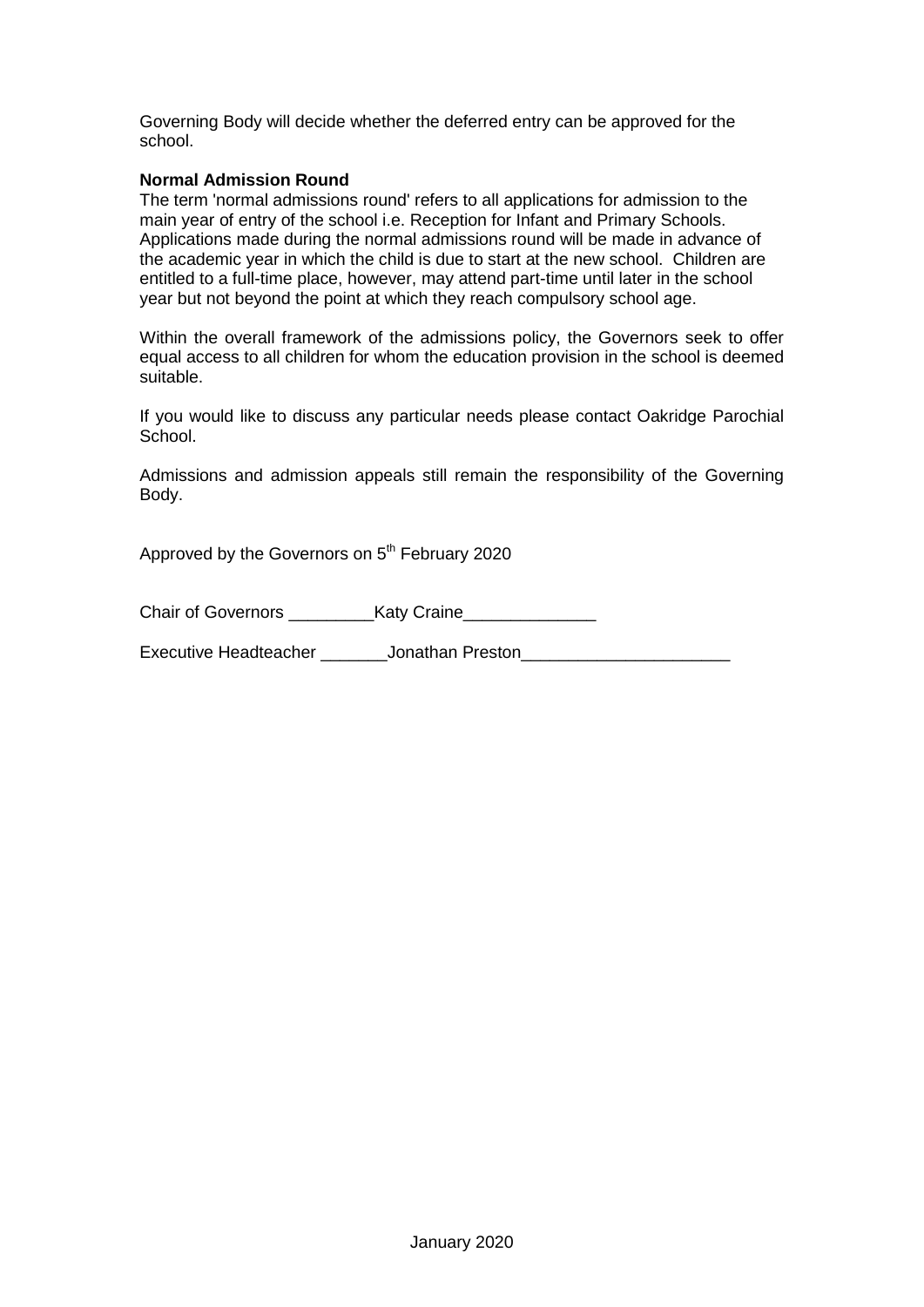Governing Body will decide whether the deferred entry can be approved for the school.

**Normal Admission Round**

The term 'normal admissions round' refers to all applications for admission to the main year of entry of the school i.e. Reception for Infant and Primary Schools. Applications made during the normal admissions round will be made in advance of the academic year in which the child is due to start at the new school. Children are entitled to a full-time place, however, may attend part-time until later in the school year but not beyond the point at which they reach compulsory school age.

Within the overall framework of the admissions policy, the Governors seek to offer equal access to all children for whom the education provision in the school is deemed suitable.

If you would like to discuss any particular needs please contact Oakridge Parochial School.

Admissions and admission appeals still remain the responsibility of the Governing Body.

Approved by the Governors on 5th February 2020

Chair of Governors _________Katy Craine______________

Executive Headteacher _______Jonathan Preston______________________

January 2020